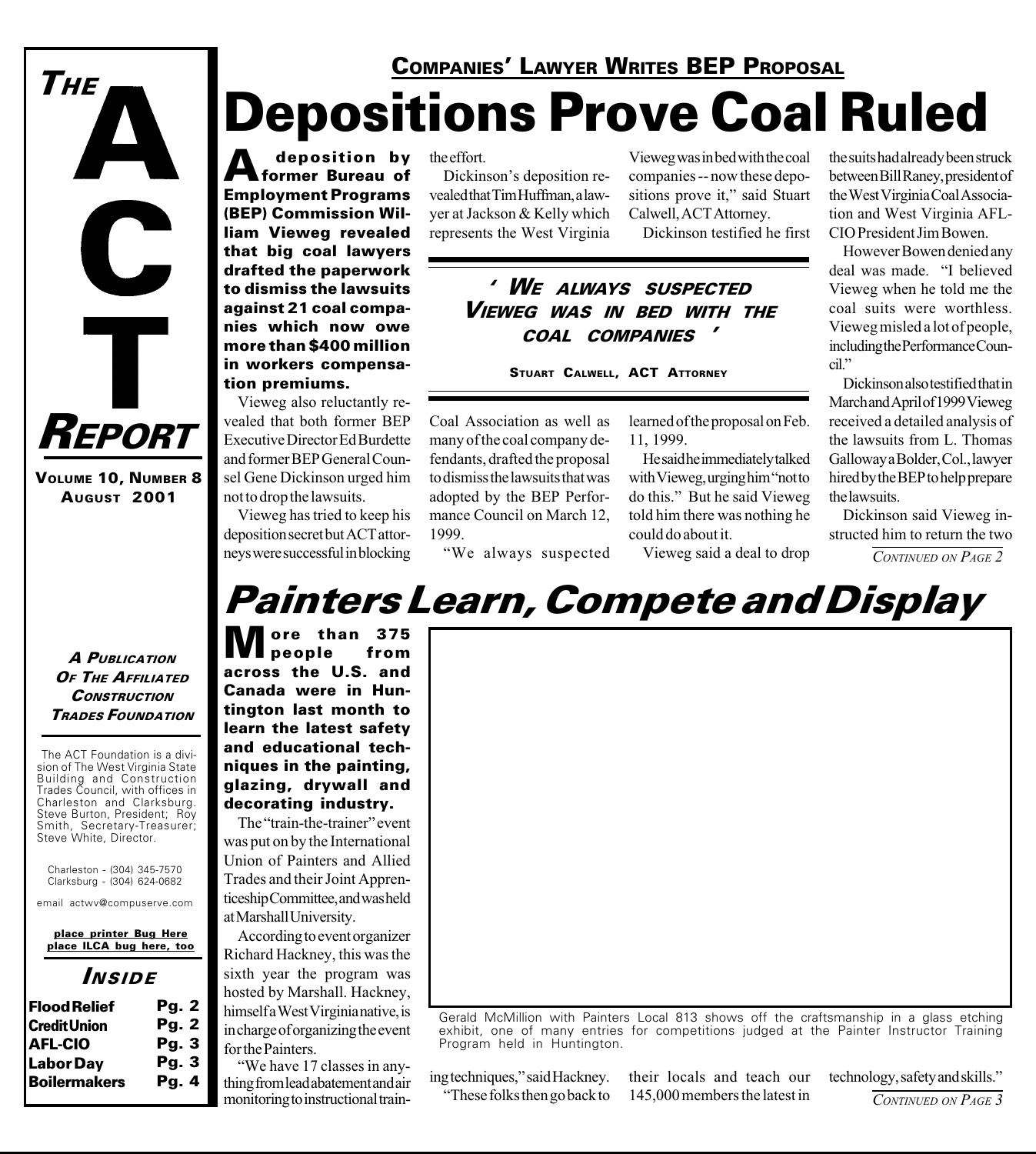# The ACT Report

**Volume 10, Number 8**
**August 2001**

## Companies' Lawyer Writes BEP Proposal

# Depositions Prove Coal Ruled

**A deposition by former Bureau of Employment Programs (BEP) Commission William Vieweg revealed that big coal lawyers drafted the paperwork to dismiss the lawsuits against 21 coal companies which now owe more than $400 million in workers compensation premiums.**

Vieweg also reluctantly revealed that both former BEP Executive Director Ed Burdette and former BEP General Counsel Gene Dickinson urged him not to drop the lawsuits.

Vieweg has tried to keep his deposition secret but ACT attorneys were successful in blocking the effort.

Dickinson's deposition revealed that Tim Huffman, a lawyer at Jackson & Kelly which represents the West Virginia Coal Association as well as many of the coal company defendants, drafted the proposal to dismiss the lawsuits that was adopted by the BEP Performance Council on March 12, 1999.

"We always suspected Vieweg was in bed with the coal companies -- now these depositions prove it," said Stuart Calwell, ACT Attorney.

> *' We always suspected Vieweg was in bed with the coal companies '*
>
> Stuart Calwell, ACT Attorney

Dickinson testified he first learned of the proposal on Feb. 11, 1999.

He said he immediately talked with Vieweg, urging him "not to do this." But he said Vieweg told him there was nothing he could do about it.

Vieweg said a deal to drop the suits had already been struck between Bill Raney, president of the West Virginia Coal Association and West Virginia AFL-CIO President Jim Bowen.

However Bowen denied any deal was made. "I believed Vieweg when he told me the coal suits were worthless. Vieweg misled a lot of people, including the Performance Council."

Dickinson also testified that in March and April of 1999 Vieweg received a detailed analysis of the lawsuits from L. Thomas Galloway a Bolder, Col., lawyer hired by the BEP to help prepare the lawsuits.

Dickinson said Vieweg instructed him to return the two

*Continued on Page 2*

# Painters Learn, Compete and Display

**More than 375 people from across the U.S. and Canada were in Huntington last month to learn the latest safety and educational techniques in the painting, glazing, drywall and decorating industry.**

The "train-the-trainer" event was put on by the International Union of Painters and Allied Trades and their Joint Apprenticeship Committee, and was held at Marshall University.

According to event organizer Richard Hackney, this was the sixth year the program was hosted by Marshall. Hackney, himself a West Virginia native, is in charge of organizing the event for the Painters.

"We have 17 classes in anything from lead abatement and air monitoring to instructional training techniques," said Hackney.

"These folks then go back to their locals and teach our 145,000 members the latest in technology, safety and skills."

*Continued on Page 3*

Gerald McMillion with Painters Local 813 shows off the craftsmanship in a glass etching exhibit, one of many entries for competitions judged at the Painter Instructor Training Program held in Huntington.

---

***A Publication Of The Affiliated Construction Trades Foundation***

The ACT Foundation is a division of The West Virginia State Building and Construction Trades Council, with offices in Charleston and Clarksburg. Steve Burton, President; Roy Smith, Secretary-Treasurer; Steve White, Director.

Charleston - (304) 345-7570
Clarksburg - (304) 624-0682

email actwv@compuserve.com

place printer Bug Here
place ILCA bug here, too

### Inside

| | |
|---|---|
| Flood Relief | Pg. 2 |
| Credit Union | Pg. 2 |
| AFL-CIO | Pg. 3 |
| Labor Day | Pg. 3 |
| Boilermakers | Pg. 4 |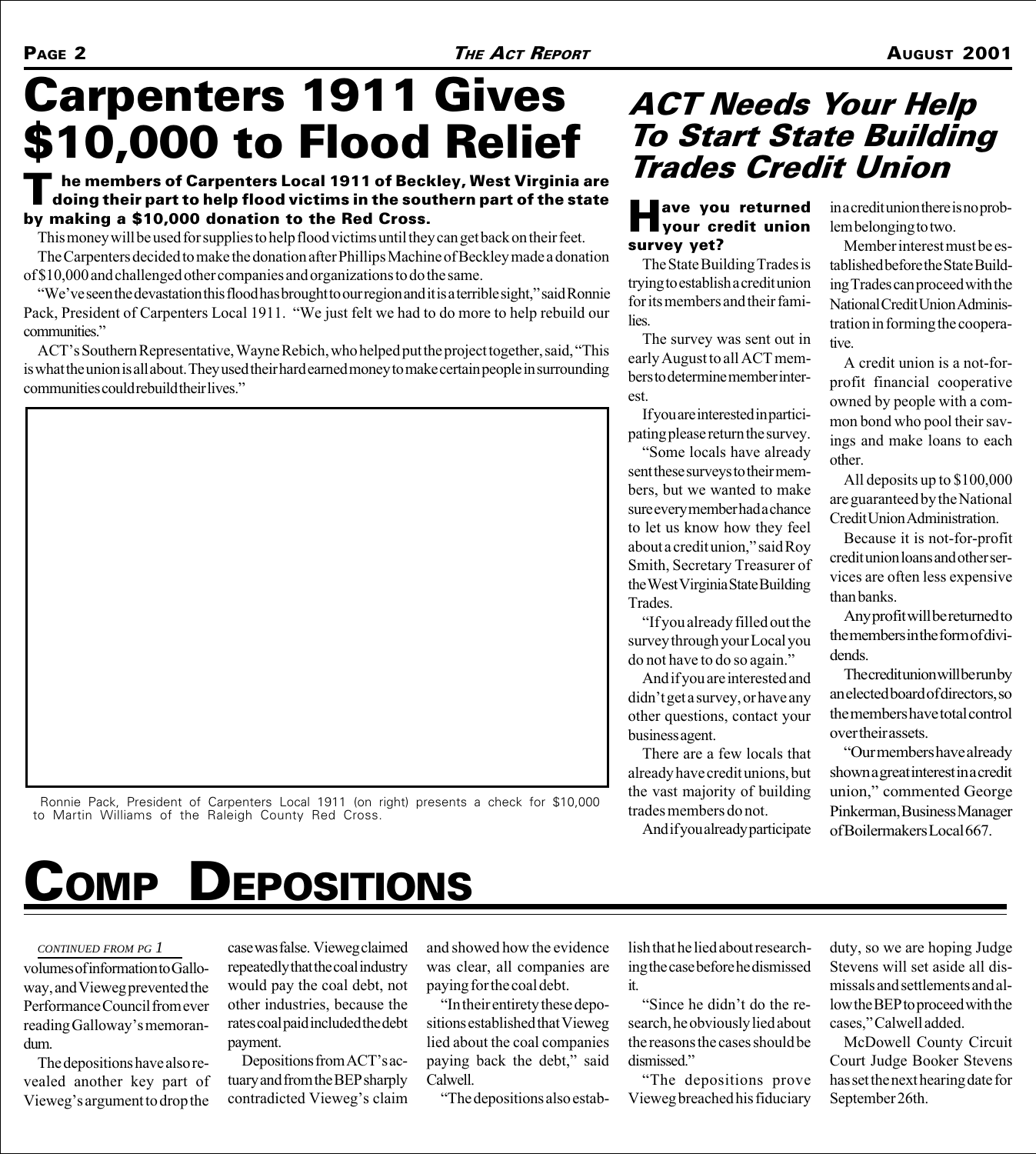# Carpenters 1911 Gives $10,000 to Flood Relief

**The members of Carpenters Local 1911 of Beckley, West Virginia are doing their part to help flood victims in the southern part of the state by making a $10,000 donation to the Red Cross.**

This money will be used for supplies to help flood victims until they can get back on their feet.

The Carpenters decided to make the donation after Phillips Machine of Beckley made a donation of $10,000 and challenged other companies and organizations to do the same.

"We've seen the devastation this flood has brought to our region and it is a terrible sight," said Ronnie Pack, President of Carpenters Local 1911. "We just felt we had to do more to help rebuild our communities."

ACT's Southern Representative, Wayne Rebich, who helped put the project together, said, "This is what the union is all about. They used their hard earned money to make certain people in surrounding communities could rebuild their lives."

Ronnie Pack, President of Carpenters Local 1911 (on right) presents a check for $10,000 to Martin Williams of the Raleigh County Red Cross.

# ACT Needs Your Help To Start State Building Trades Credit Union

**Have you returned your credit union survey yet?**

The State Building Trades is trying to establish a credit union for its members and their families.

The survey was sent out in early August to all ACT members to determine member interest.

If you are interested in participating please return the survey.

"Some locals have already sent these surveys to their members, but we wanted to make sure every member had a chance to let us know how they feel about a credit union," said Roy Smith, Secretary Treasurer of the West Virginia State Building Trades.

"If you already filled out the survey through your Local you do not have to do so again."

And if you are interested and didn't get a survey, or have any other questions, contact your business agent.

There are a few locals that already have credit unions, but the vast majority of building trades members do not.

And if you already participate in a credit union there is no problem belonging to two.

Member interest must be established before the State Building Trades can proceed with the National Credit Union Administration in forming the cooperative.

A credit union is a not-for-profit financial cooperative owned by people with a common bond who pool their savings and make loans to each other.

All deposits up to $100,000 are guaranteed by the National Credit Union Administration.

Because it is not-for-profit credit union loans and other services are often less expensive than banks.

Any profit will be returned to the members in the form of dividends.

The credit union will be run by an elected board of directors, so the members have total control over their assets.

"Our members have already shown a great interest in a credit union," commented George Pinkerman, Business Manager of Boilermakers Local 667.

# Comp Depositions

*CONTINUED FROM PG 1*

volumes of information to Galloway, and Vieweg prevented the Performance Council from ever reading Galloway's memorandum.

The depositions have also revealed another key part of Vieweg's argument to drop the case was false. Vieweg claimed repeatedly that the coal industry would pay the coal debt, not other industries, because the rates coal paid included the debt payment.

Depositions from ACT's actuary and from the BEP sharply contradicted Vieweg's claim and showed how the evidence was clear, all companies are paying for the coal debt.

"In their entirety these depositions established that Vieweg lied about the coal companies paying back the debt," said Calwell.

"The depositions also establish that he lied about researching the case before he dismissed it.

"Since he didn't do the research, he obviously lied about the reasons the cases should be dismissed."

"The depositions prove Vieweg breached his fiduciary duty, so we are hoping Judge Stevens will set aside all dismissals and settlements and allow the BEP to proceed with the cases," Calwell added.

McDowell County Circuit Court Judge Booker Stevens has set the next hearing date for September 26th.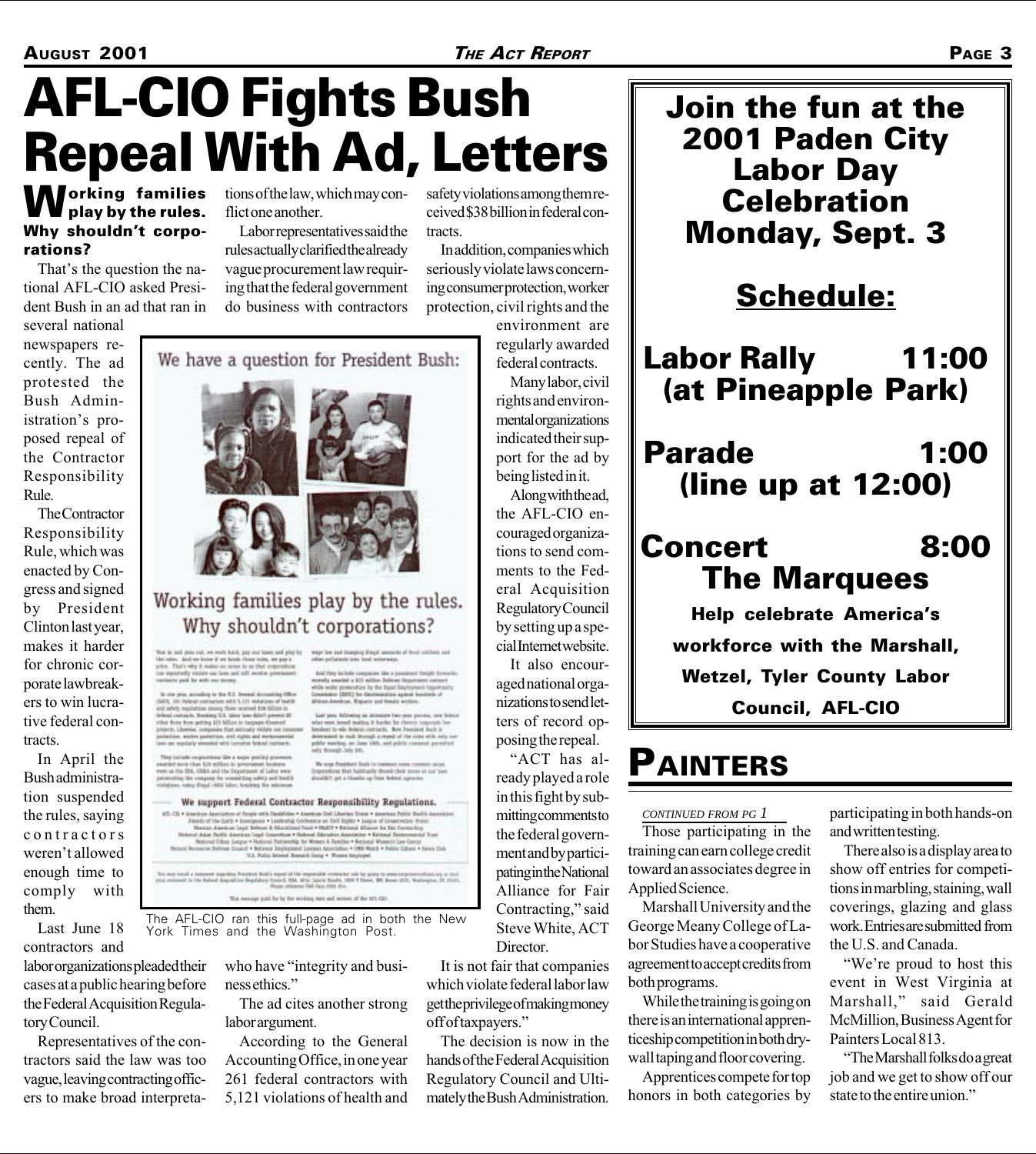# AFL-CIO Fights Bush Repeal With Ad, Letters

**Working families play by the rules. Why shouldn't corporations?**

That's the question the national AFL-CIO asked President Bush in an ad that ran in several national newspapers recently. The ad protested the Bush Administration's proposed repeal of the Contractor Responsibility Rule.

The Contractor Responsibility Rule, which was enacted by Congress and signed by President Clinton last year, makes it harder for chronic corporate lawbreakers to win lucrative federal contracts.

In April the Bush administration suspended the rules, saying contractors weren't allowed enough time to comply with them.

Last June 18 contractors and labor organizations pleaded their cases at a public hearing before the Federal Acquisition Regulatory Council.

Representatives of the contractors said the law was too vague, leaving contracting officers to make broad interpretations of the law, which may conflict one another.

Labor representatives said the rules actually clarified the already vague procurement law requiring that the federal government do business with contractors who have "integrity and business ethics."

The ad cites another strong labor argument.

According to the General Accounting Office, in one year 261 federal contractors with 5,121 violations of health and safety violations among them received $38 billion in federal contracts.

In addition, companies which seriously violate laws concerning consumer protection, worker protection, civil rights and the environment are regularly awarded federal contracts.

Many labor, civil rights and environmental organizations indicated their support for the ad by being listed in it.

Along with the ad, the AFL-CIO encouraged organizations to send comments to the Federal Acquisition Regulatory Council by setting up a special Internet website.

It also encouraged national organizations to send letters of record opposing the repeal.

"ACT has already played a role in this fight by submitting comments to the federal government and by participating in the National Alliance for Fair Contracting," said Steve White, ACT Director.

It is not fair that companies which violate federal labor law get the privilege of making money off of taxpayers."

The decision is now in the hands of the Federal Acquisition Regulatory Council and Ultimately the Bush Administration.

The AFL-CIO ran this full-page ad in both the New York Times and the Washington Post.

---

## Join the fun at the 2001 Paden City Labor Day Celebration Monday, Sept. 3

### Schedule:

**Labor Rally 11:00 (at Pineapple Park)**

**Parade 1:00 (line up at 12:00)**

**Concert 8:00 The Marquees**

**Help celebrate America's workforce with the Marshall, Wetzel, Tyler County Labor Council, AFL-CIO**

---

# PAINTERS

*CONTINUED FROM PG 1*

Those participating in the training can earn college credit toward an associates degree in Applied Science.

Marshall University and the George Meany College of Labor Studies have a cooperative agreement to accept credits from both programs.

While the training is going on there is an international apprenticeship competition in both drywall taping and floor covering.

Apprentices compete for top honors in both categories by participating in both hands-on and written testing.

There also is a display area to show off entries for competitions in marbling, staining, wall coverings, glazing and glass work. Entries are submitted from the U.S. and Canada.

"We're proud to host this event in West Virginia at Marshall," said Gerald McMillion, Business Agent for Painters Local 813.

"The Marshall folks do a great job and we get to show off our state to the entire union."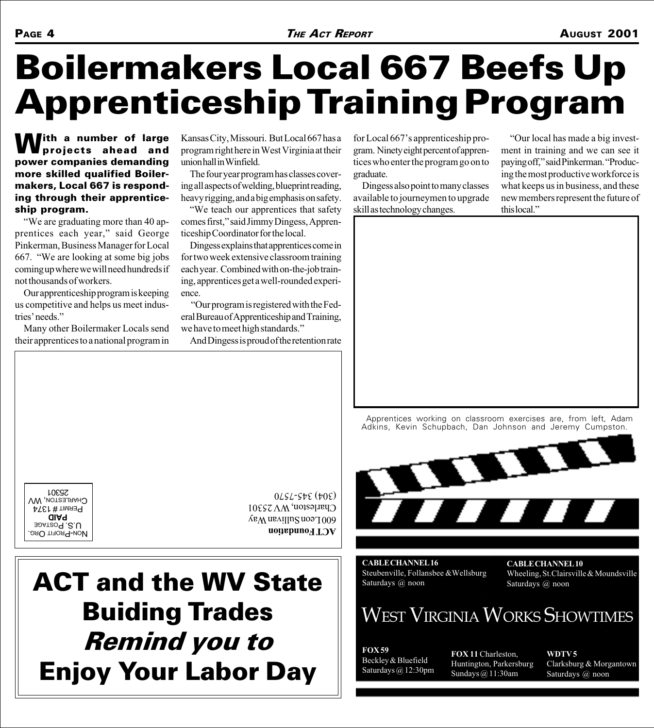# Boilermakers Local 667 Beefs Up Apprenticeship Training Program

**With a number of large projects ahead and power companies demanding more skilled qualified Boilermakers, Local 667 is responding through their apprenticeship program.**

"We are graduating more than 40 apprentices each year," said George Pinkerman, Business Manager for Local 667. "We are looking at some big jobs coming up where we will need hundreds if not thousands of workers.

Our apprenticeship program is keeping us competitive and helps us meet industries' needs."

Many other Boilermaker Locals send their apprentices to a national program in Kansas City, Missouri. But Local 667 has a program right here in West Virginia at their union hall in Winfield.

The four year program has classes covering all aspects of welding, blueprint reading, heavy rigging, and a big emphasis on safety.

"We teach our apprentices that safety comes first," said Jimmy Dingess, Apprenticeship Coordinator for the local.

Dingess explains that apprentices come in for two week extensive classroom training each year. Combined with on-the-job training, apprentices get a well-rounded experience.

"Our program is registered with the Federal Bureau of Apprenticeship and Training, we have to meet high standards."

And Dingess is proud of the retention rate for Local 667's apprenticeship program. Ninety eight percent of apprentices who enter the program go on to graduate.

Dingess also point to many classes available to journeymen to upgrade skill as technology changes.

"Our local has made a big investment in training and we can see it paying off," said Pinkerman. "Producing the most productive workforce is what keeps us in business, and these new members represent the future of this local."

Apprentices working on classroom exercises are, from left, Adam Adkins, Kevin Schupbach, Dan Johnson and Jeremy Cumpston.

**ACT Foundation**
600 Leon Sullivan Way
Charleston, WV 25301
(304) 345-7570

NON-PROFIT ORG.
U.S. POSTAGE
**PAID**
PERMIT # 1374
CHARLESTON, WV
25301

## ACT and the WV State Buiding Trades *Remind you to* Enjoy Your Labor Day

## West Virginia Works Showtimes

**CABLE CHANNEL 16**
Steubenville, Follansbee & Wellsburg
Saturdays @ noon

**CABLE CHANNEL 10**
Wheeling, St.Clairsville & Moundsville
Saturdays @ noon

**FOX 59**
Beckley & Bluefield
Saturdays @ 12:30pm

**FOX 11** Charleston, Huntington, Parkersburg
Sundays @ 11:30am

**WDTV 5**
Clarksburg & Morgantown
Saturdays @ noon